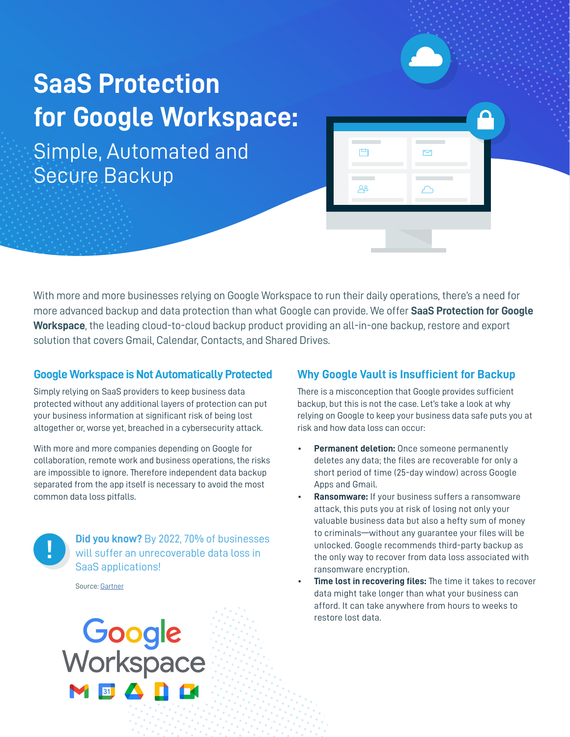# SaaS Protection for Google Workspace:

## Simple, Automated and Secure Backup

With more and more businesses relying on Google Workspace to run their daily operations, there's a need for more advanced backup and data protection than what Google can provide. We offer **SaaS Protection for Google Workspace**, the leading cloud-to-cloud backup product providing an all-in-one backup, restore and export solution that covers Gmail, Calendar, Contacts, and Shared Drives.

### Google Workspace is Not Automatically Protected

Simply relying on SaaS providers to keep business data protected without any additional layers of protection can put your business information at significant risk of being lost altogether or, worse yet, breached in a cybersecurity attack.

With more and more companies depending on Google for collaboration, remote work and business operations, the risks are impossible to ignore. Therefore independent data backup separated from the app itself is necessary to avoid the most common data loss pitfalls.

**Did you know?** By 2022, 70% of businesses will suffer an unrecoverable data loss in SaaS applications!

Source: Gartner

### Why Google Vault is Insufficient for Backup

There is a misconception that Google provides sufficient backup, but this is not the case. Let's take a look at why relying on Google to keep your business data safe puts you at risk and how data loss can occur:

- **Permanent deletion:** Once someone permanently deletes any data; the files are recoverable for only a short period of time (25-day window) across Google Apps and Gmail.
- **Ransomware:** If your business suffers a ransomware attack, this puts you at risk of losing not only your valuable business data but also a hefty sum of money to criminals—without any guarantee your files will be unlocked. Google recommends third-party backup as the only way to recover from data loss associated with ransomware encryption.
- **Time lost in recovering files:** The time it takes to recover data might take longer than what your business can afford. It can take anywhere from hours to weeks to restore lost data.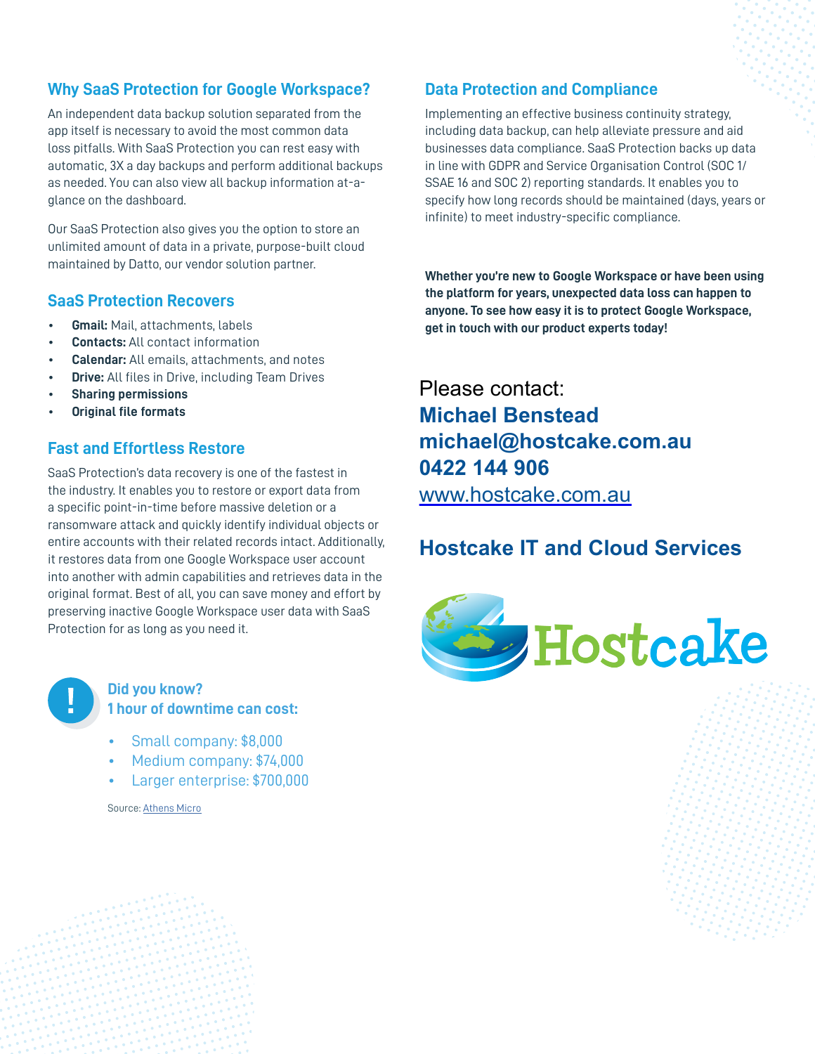## Why SaaS Protection for Google Workspace?

An independent data backup solution separated from the app itself is necessary to avoid the most common data loss pitfalls. With SaaS Protection you can rest easy with automatic, 3X a day backups and perform additional backups as needed. You can also view all backup information at-a-glance on the dashboard.

Our SaaS Protection also gives you the option to store an unlimited amount of data in a private, purpose-built cloud maintained by Datto, our vendor solution partner.

## SaaS Protection Recovers

- **Gmail:** Mail, attachments, labels
- **Contacts:** All contact information
- **Calendar:** All emails, attachments, and notes
- **Drive:** All files in Drive, including Team Drives
- **Sharing permissions**
- **Original file formats**

## Fast and Effortless Restore

SaaS Protection's data recovery is one of the fastest in the industry. It enables you to restore or export data from a specific point-in-time before massive deletion or a ransomware attack and quickly identify individual objects or entire accounts with their related records intact. Additionally, it restores data from one Google Workspace user account into another with admin capabilities and retrieves data in the original format. Best of all, you can save money and effort by preserving inactive Google Workspace user data with SaaS Protection for as long as you need it.

**Did you know?**
**1 hour of downtime can cost:**

- Small company: $8,000
- Medium company: $74,000
- Larger enterprise: $700,000

Source: Athens Micro

## Data Protection and Compliance

Implementing an effective business continuity strategy, including data backup, can help alleviate pressure and aid businesses data compliance. SaaS Protection backs up data in line with GDPR and Service Organisation Control (SOC 1/ SSAE 16 and SOC 2) reporting standards. It enables you to specify how long records should be maintained (days, years or infinite) to meet industry-specific compliance.

**Whether you're new to Google Workspace or have been using the platform for years, unexpected data loss can happen to anyone. To see how easy it is to protect Google Workspace, get in touch with our product experts today!**

Please contact:
**Michael Benstead**
**michael@hostcake.com.au**
**0422 144 906**
www.hostcake.com.au

**Hostcake IT and Cloud Services**

Hostcake